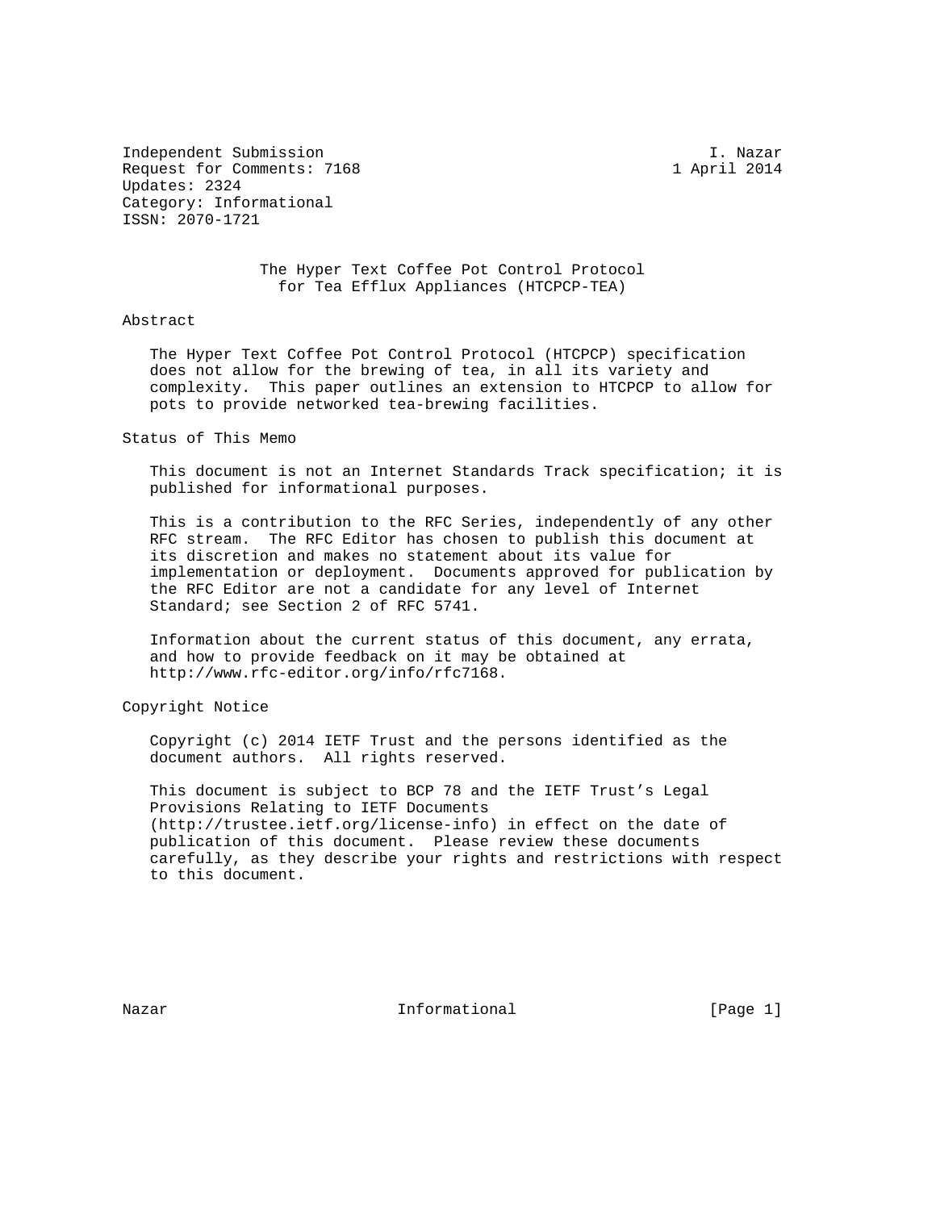Independent Submission                                          I. Nazar
Request for Comments: 7168                                  1 April 2014
Updates: 2324
Category: Informational
ISSN: 2070-1721

# The Hyper Text Coffee Pot Control Protocol for Tea Efflux Appliances (HTCPCP-TEA)

## Abstract

The Hyper Text Coffee Pot Control Protocol (HTCPCP) specification does not allow for the brewing of tea, in all its variety and complexity. This paper outlines an extension to HTCPCP to allow for pots to provide networked tea-brewing facilities.

## Status of This Memo

This document is not an Internet Standards Track specification; it is published for informational purposes.

This is a contribution to the RFC Series, independently of any other RFC stream. The RFC Editor has chosen to publish this document at its discretion and makes no statement about its value for implementation or deployment. Documents approved for publication by the RFC Editor are not a candidate for any level of Internet Standard; see Section 2 of RFC 5741.

Information about the current status of this document, any errata, and how to provide feedback on it may be obtained at http://www.rfc-editor.org/info/rfc7168.

## Copyright Notice

Copyright (c) 2014 IETF Trust and the persons identified as the document authors. All rights reserved.

This document is subject to BCP 78 and the IETF Trust's Legal Provisions Relating to IETF Documents (http://trustee.ietf.org/license-info) in effect on the date of publication of this document. Please review these documents carefully, as they describe your rights and restrictions with respect to this document.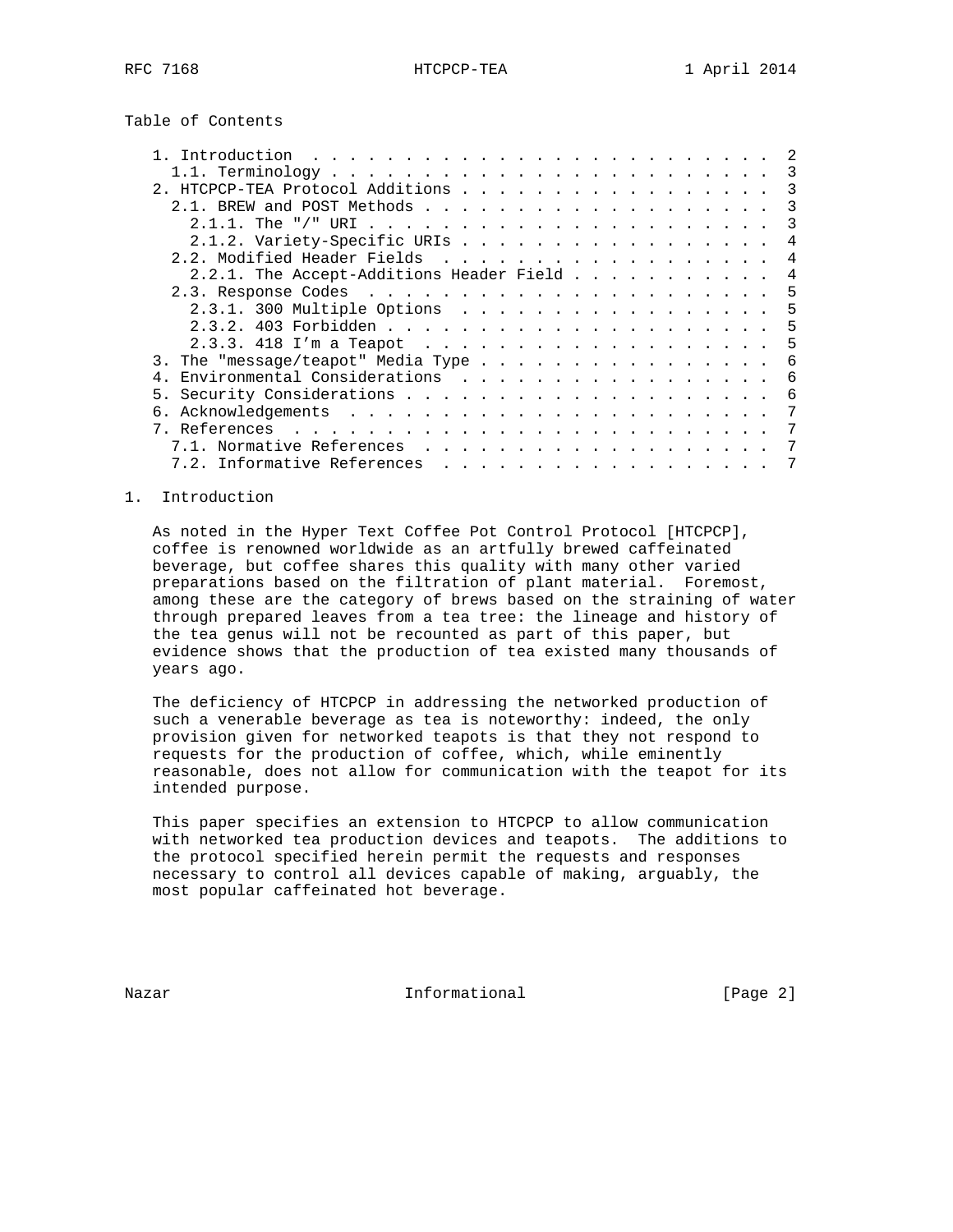Table of Contents

- 1. Introduction . . . . . . . . . . . . . . . . . . . . . . . . . 2
  - 1.1. Terminology . . . . . . . . . . . . . . . . . . . . . . . . 3
- 2. HTCPCP-TEA Protocol Additions . . . . . . . . . . . . . . . . . 3
  - 2.1. BREW and POST Methods . . . . . . . . . . . . . . . . . . . 3
    - 2.1.1. The "/" URI . . . . . . . . . . . . . . . . . . . . . . 3
    - 2.1.2. Variety-Specific URIs . . . . . . . . . . . . . . . . . 4
  - 2.2. Modified Header Fields . . . . . . . . . . . . . . . . . . 4
    - 2.2.1. The Accept-Additions Header Field . . . . . . . . . . . 4
  - 2.3. Response Codes . . . . . . . . . . . . . . . . . . . . . . 5
    - 2.3.1. 300 Multiple Options . . . . . . . . . . . . . . . . . 5
    - 2.3.2. 403 Forbidden . . . . . . . . . . . . . . . . . . . . . 5
    - 2.3.3. 418 I'm a Teapot . . . . . . . . . . . . . . . . . . . 5
- 3. The "message/teapot" Media Type . . . . . . . . . . . . . . . . 6
- 4. Environmental Considerations . . . . . . . . . . . . . . . . . 6
- 5. Security Considerations . . . . . . . . . . . . . . . . . . . . 6
- 6. Acknowledgements . . . . . . . . . . . . . . . . . . . . . . . 7
- 7. References . . . . . . . . . . . . . . . . . . . . . . . . . . 7
  - 7.1. Normative References . . . . . . . . . . . . . . . . . . . 7
  - 7.2. Informative References . . . . . . . . . . . . . . . . . . 7

# 1. Introduction

As noted in the Hyper Text Coffee Pot Control Protocol [HTCPCP], coffee is renowned worldwide as an artfully brewed caffeinated beverage, but coffee shares this quality with many other varied preparations based on the filtration of plant material. Foremost, among these are the category of brews based on the straining of water through prepared leaves from a tea tree: the lineage and history of the tea genus will not be recounted as part of this paper, but evidence shows that the production of tea existed many thousands of years ago.

The deficiency of HTCPCP in addressing the networked production of such a venerable beverage as tea is noteworthy: indeed, the only provision given for networked teapots is that they not respond to requests for the production of coffee, which, while eminently reasonable, does not allow for communication with the teapot for its intended purpose.

This paper specifies an extension to HTCPCP to allow communication with networked tea production devices and teapots. The additions to the protocol specified herein permit the requests and responses necessary to control all devices capable of making, arguably, the most popular caffeinated hot beverage.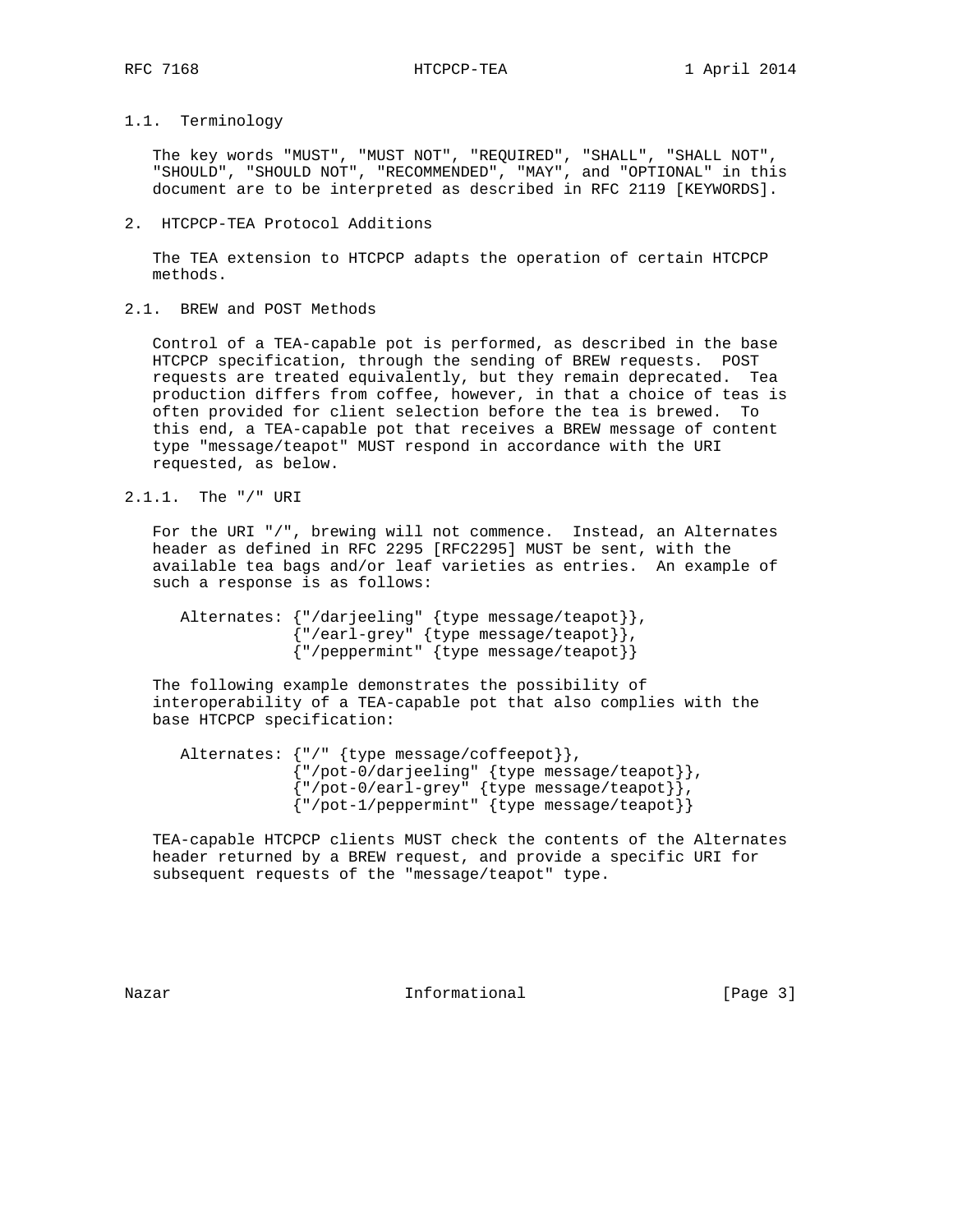### 1.1. Terminology

The key words "MUST", "MUST NOT", "REQUIRED", "SHALL", "SHALL NOT", "SHOULD", "SHOULD NOT", "RECOMMENDED", "MAY", and "OPTIONAL" in this document are to be interpreted as described in RFC 2119 [KEYWORDS].

## 2. HTCPCP-TEA Protocol Additions

The TEA extension to HTCPCP adapts the operation of certain HTCPCP methods.

### 2.1. BREW and POST Methods

Control of a TEA-capable pot is performed, as described in the base HTCPCP specification, through the sending of BREW requests. POST requests are treated equivalently, but they remain deprecated. Tea production differs from coffee, however, in that a choice of teas is often provided for client selection before the tea is brewed. To this end, a TEA-capable pot that receives a BREW message of content type "message/teapot" MUST respond in accordance with the URI requested, as below.

#### 2.1.1. The "/" URI

For the URI "/", brewing will not commence. Instead, an Alternates header as defined in RFC 2295 [RFC2295] MUST be sent, with the available tea bags and/or leaf varieties as entries. An example of such a response is as follows:

```
Alternates: {"/darjeeling" {type message/teapot}},
            {"/earl-grey" {type message/teapot}},
            {"/peppermint" {type message/teapot}}
```

The following example demonstrates the possibility of interoperability of a TEA-capable pot that also complies with the base HTCPCP specification:

```
Alternates: {"/" {type message/coffeepot}},
            {"/pot-0/darjeeling" {type message/teapot}},
            {"/pot-0/earl-grey" {type message/teapot}},
            {"/pot-1/peppermint" {type message/teapot}}
```

TEA-capable HTCPCP clients MUST check the contents of the Alternates header returned by a BREW request, and provide a specific URI for subsequent requests of the "message/teapot" type.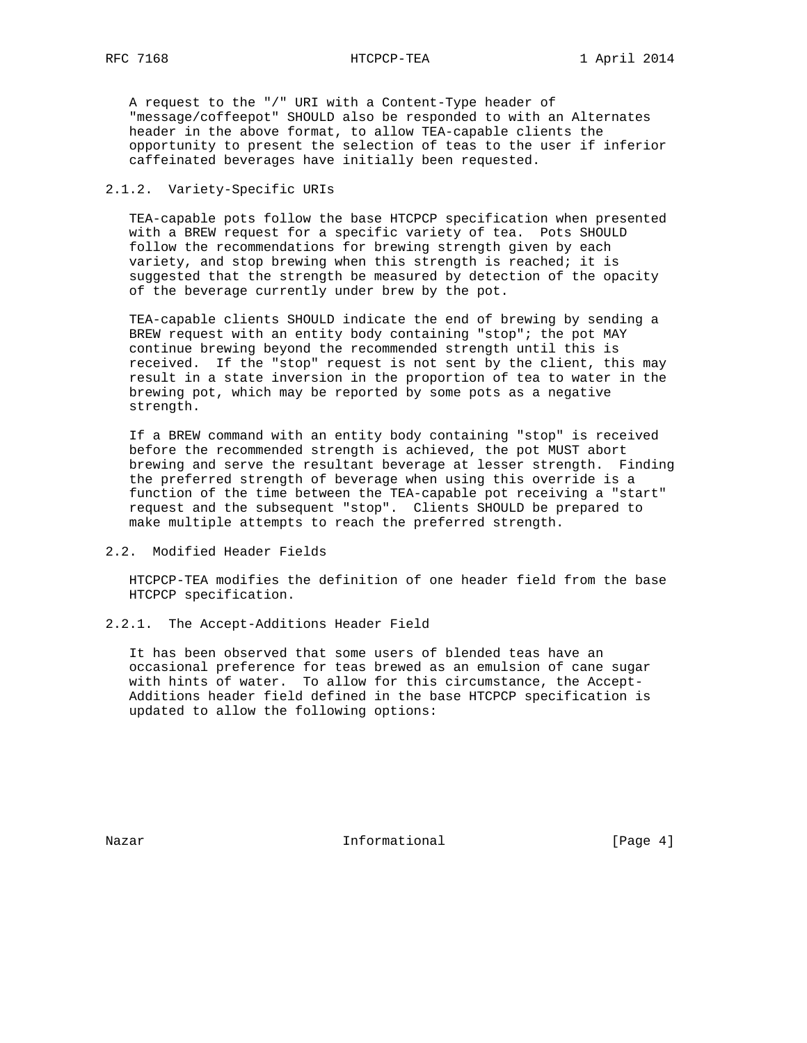A request to the "/" URI with a Content-Type header of "message/coffeepot" SHOULD also be responded to with an Alternates header in the above format, to allow TEA-capable clients the opportunity to present the selection of teas to the user if inferior caffeinated beverages have initially been requested.

#### 2.1.2. Variety-Specific URIs

TEA-capable pots follow the base HTCPCP specification when presented with a BREW request for a specific variety of tea. Pots SHOULD follow the recommendations for brewing strength given by each variety, and stop brewing when this strength is reached; it is suggested that the strength be measured by detection of the opacity of the beverage currently under brew by the pot.

TEA-capable clients SHOULD indicate the end of brewing by sending a BREW request with an entity body containing "stop"; the pot MAY continue brewing beyond the recommended strength until this is received. If the "stop" request is not sent by the client, this may result in a state inversion in the proportion of tea to water in the brewing pot, which may be reported by some pots as a negative strength.

If a BREW command with an entity body containing "stop" is received before the recommended strength is achieved, the pot MUST abort brewing and serve the resultant beverage at lesser strength. Finding the preferred strength of beverage when using this override is a function of the time between the TEA-capable pot receiving a "start" request and the subsequent "stop". Clients SHOULD be prepared to make multiple attempts to reach the preferred strength.

### 2.2. Modified Header Fields

HTCPCP-TEA modifies the definition of one header field from the base HTCPCP specification.

#### 2.2.1. The Accept-Additions Header Field

It has been observed that some users of blended teas have an occasional preference for teas brewed as an emulsion of cane sugar with hints of water. To allow for this circumstance, the Accept-Additions header field defined in the base HTCPCP specification is updated to allow the following options: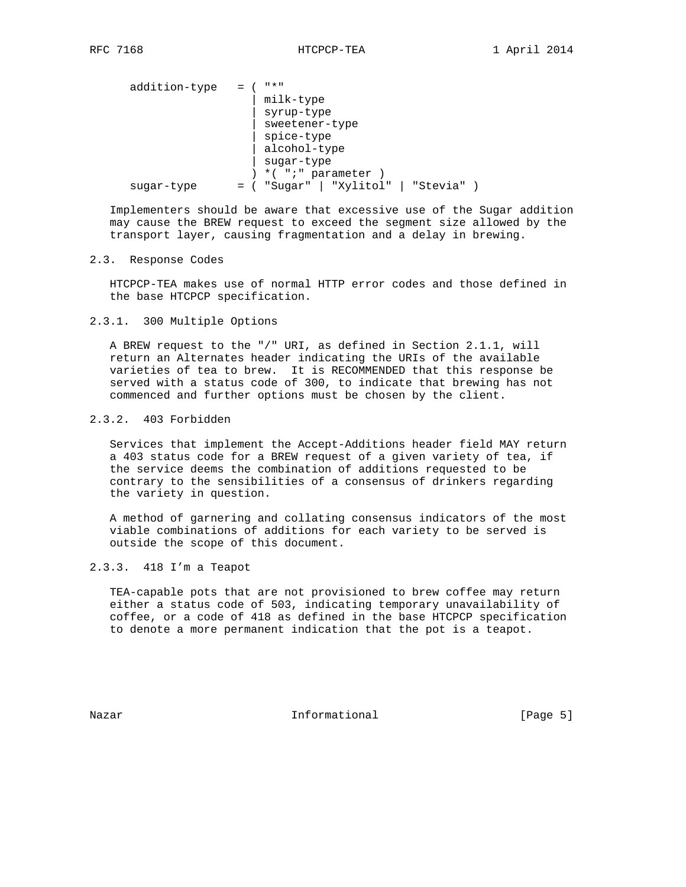```
   addition-type   = ( "*"
                     | milk-type
                     | syrup-type
                     | sweetener-type
                     | spice-type
                     | alcohol-type
                     | sugar-type
                     ) *( ";" parameter )
   sugar-type      = ( "Sugar" | "Xylitol" | "Stevia" )
```

Implementers should be aware that excessive use of the Sugar addition may cause the BREW request to exceed the segment size allowed by the transport layer, causing fragmentation and a delay in brewing.

## 2.3. Response Codes

HTCPCP-TEA makes use of normal HTTP error codes and those defined in the base HTCPCP specification.

### 2.3.1. 300 Multiple Options

A BREW request to the "/" URI, as defined in Section 2.1.1, will return an Alternates header indicating the URIs of the available varieties of tea to brew. It is RECOMMENDED that this response be served with a status code of 300, to indicate that brewing has not commenced and further options must be chosen by the client.

### 2.3.2. 403 Forbidden

Services that implement the Accept-Additions header field MAY return a 403 status code for a BREW request of a given variety of tea, if the service deems the combination of additions requested to be contrary to the sensibilities of a consensus of drinkers regarding the variety in question.

A method of garnering and collating consensus indicators of the most viable combinations of additions for each variety to be served is outside the scope of this document.

### 2.3.3. 418 I’m a Teapot

TEA-capable pots that are not provisioned to brew coffee may return either a status code of 503, indicating temporary unavailability of coffee, or a code of 418 as defined in the base HTCPCP specification to denote a more permanent indication that the pot is a teapot.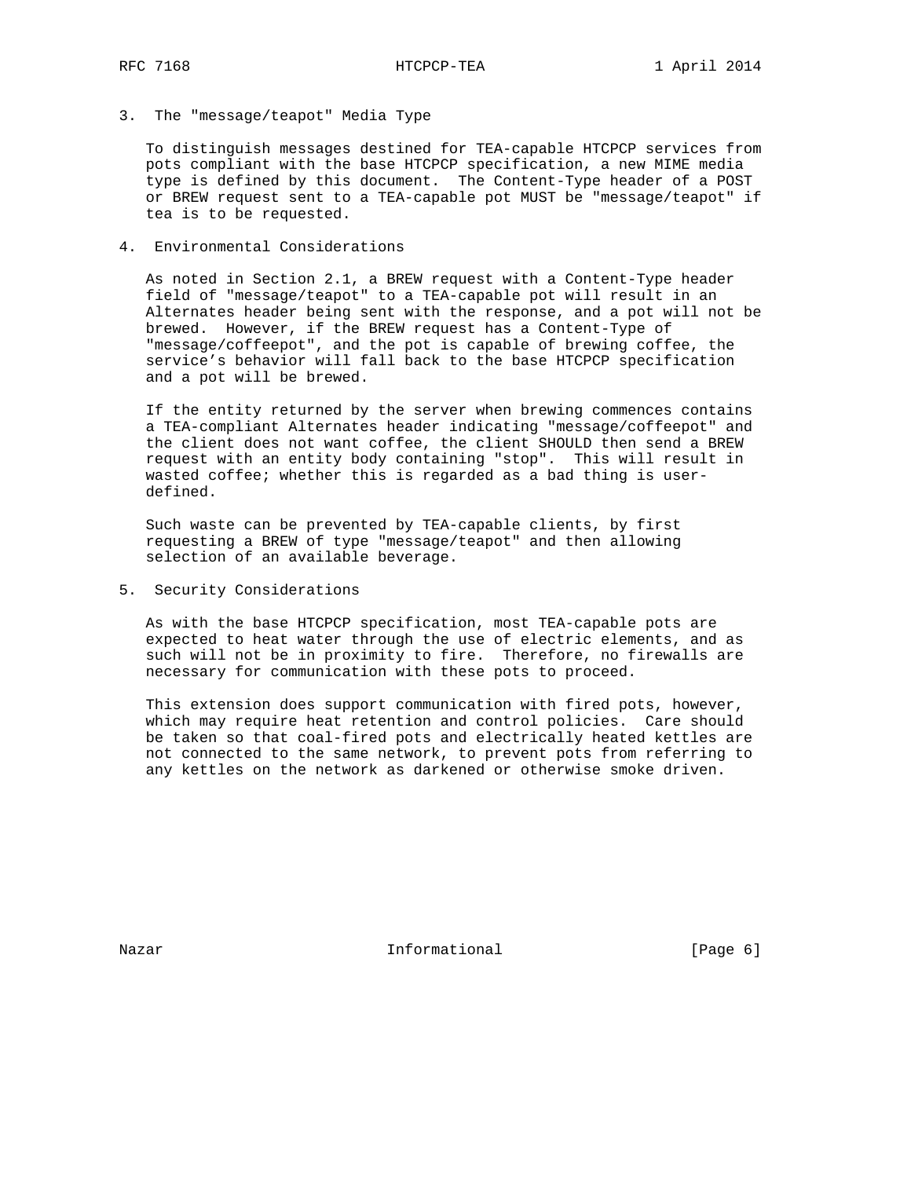## 3. The "message/teapot" Media Type

To distinguish messages destined for TEA-capable HTCPCP services from pots compliant with the base HTCPCP specification, a new MIME media type is defined by this document. The Content-Type header of a POST or BREW request sent to a TEA-capable pot MUST be "message/teapot" if tea is to be requested.

## 4. Environmental Considerations

As noted in Section 2.1, a BREW request with a Content-Type header field of "message/teapot" to a TEA-capable pot will result in an Alternates header being sent with the response, and a pot will not be brewed. However, if the BREW request has a Content-Type of "message/coffeepot", and the pot is capable of brewing coffee, the service’s behavior will fall back to the base HTCPCP specification and a pot will be brewed.

If the entity returned by the server when brewing commences contains a TEA-compliant Alternates header indicating "message/coffeepot" and the client does not want coffee, the client SHOULD then send a BREW request with an entity body containing "stop". This will result in wasted coffee; whether this is regarded as a bad thing is user-defined.

Such waste can be prevented by TEA-capable clients, by first requesting a BREW of type "message/teapot" and then allowing selection of an available beverage.

## 5. Security Considerations

As with the base HTCPCP specification, most TEA-capable pots are expected to heat water through the use of electric elements, and as such will not be in proximity to fire. Therefore, no firewalls are necessary for communication with these pots to proceed.

This extension does support communication with fired pots, however, which may require heat retention and control policies. Care should be taken so that coal-fired pots and electrically heated kettles are not connected to the same network, to prevent pots from referring to any kettles on the network as darkened or otherwise smoke driven.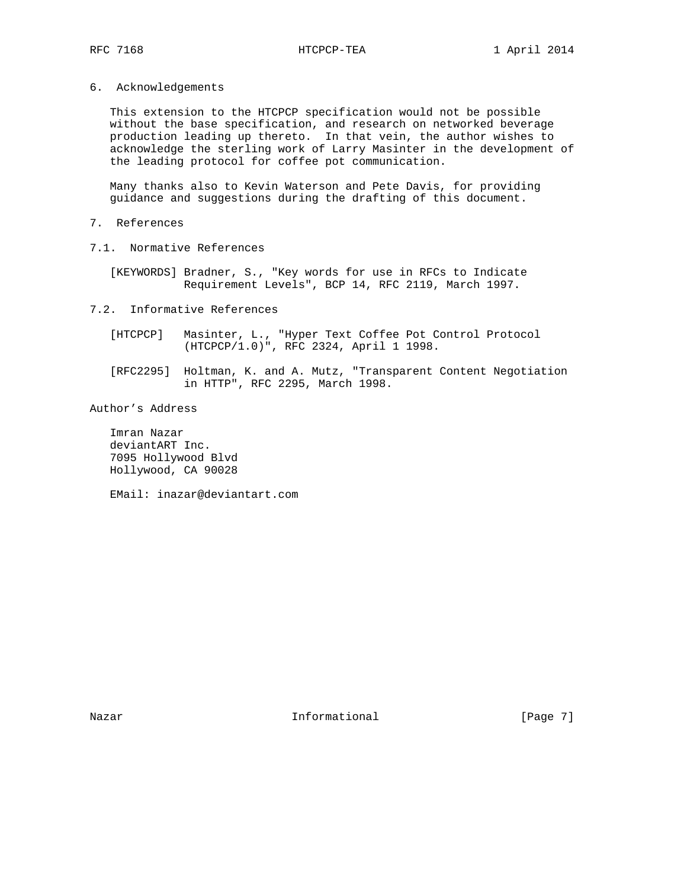## 6. Acknowledgements

This extension to the HTCPCP specification would not be possible without the base specification, and research on networked beverage production leading up thereto. In that vein, the author wishes to acknowledge the sterling work of Larry Masinter in the development of the leading protocol for coffee pot communication.

Many thanks also to Kevin Waterson and Pete Davis, for providing guidance and suggestions during the drafting of this document.

## 7. References

### 7.1. Normative References

[KEYWORDS] Bradner, S., "Key words for use in RFCs to Indicate Requirement Levels", BCP 14, RFC 2119, March 1997.

### 7.2. Informative References

[HTCPCP] Masinter, L., "Hyper Text Coffee Pot Control Protocol (HTCPCP/1.0)", RFC 2324, April 1 1998.

[RFC2295] Holtman, K. and A. Mutz, "Transparent Content Negotiation in HTTP", RFC 2295, March 1998.

## Author's Address

Imran Nazar
deviantART Inc.
7095 Hollywood Blvd
Hollywood, CA 90028

EMail: inazar@deviantart.com